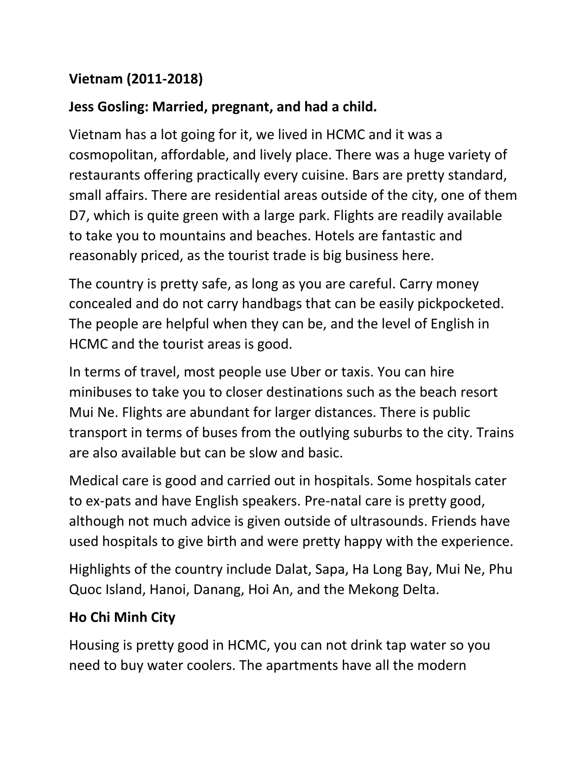**Vietnam (2011-2018)**

**Jess Gosling: Married, pregnant, and had a child.**

Vietnam has a lot going for it, we lived in HCMC and it was a cosmopolitan, affordable, and lively place. There was a huge variety of restaurants offering practically every cuisine. Bars are pretty standard, small affairs. There are residential areas outside of the city, one of them D7, which is quite green with a large park. Flights are readily available to take you to mountains and beaches. Hotels are fantastic and reasonably priced, as the tourist trade is big business here.

The country is pretty safe, as long as you are careful. Carry money concealed and do not carry handbags that can be easily pickpocketed. The people are helpful when they can be, and the level of English in HCMC and the tourist areas is good.

In terms of travel, most people use Uber or taxis. You can hire minibuses to take you to closer destinations such as the beach resort Mui Ne. Flights are abundant for larger distances. There is public transport in terms of buses from the outlying suburbs to the city. Trains are also available but can be slow and basic.

Medical care is good and carried out in hospitals. Some hospitals cater to ex-pats and have English speakers. Pre-natal care is pretty good, although not much advice is given outside of ultrasounds. Friends have used hospitals to give birth and were pretty happy with the experience.

Highlights of the country include Dalat, Sapa, Ha Long Bay, Mui Ne, Phu Quoc Island, Hanoi, Danang, Hoi An, and the Mekong Delta.

**Ho Chi Minh City**

Housing is pretty good in HCMC, you can not drink tap water so you need to buy water coolers. The apartments have all the modern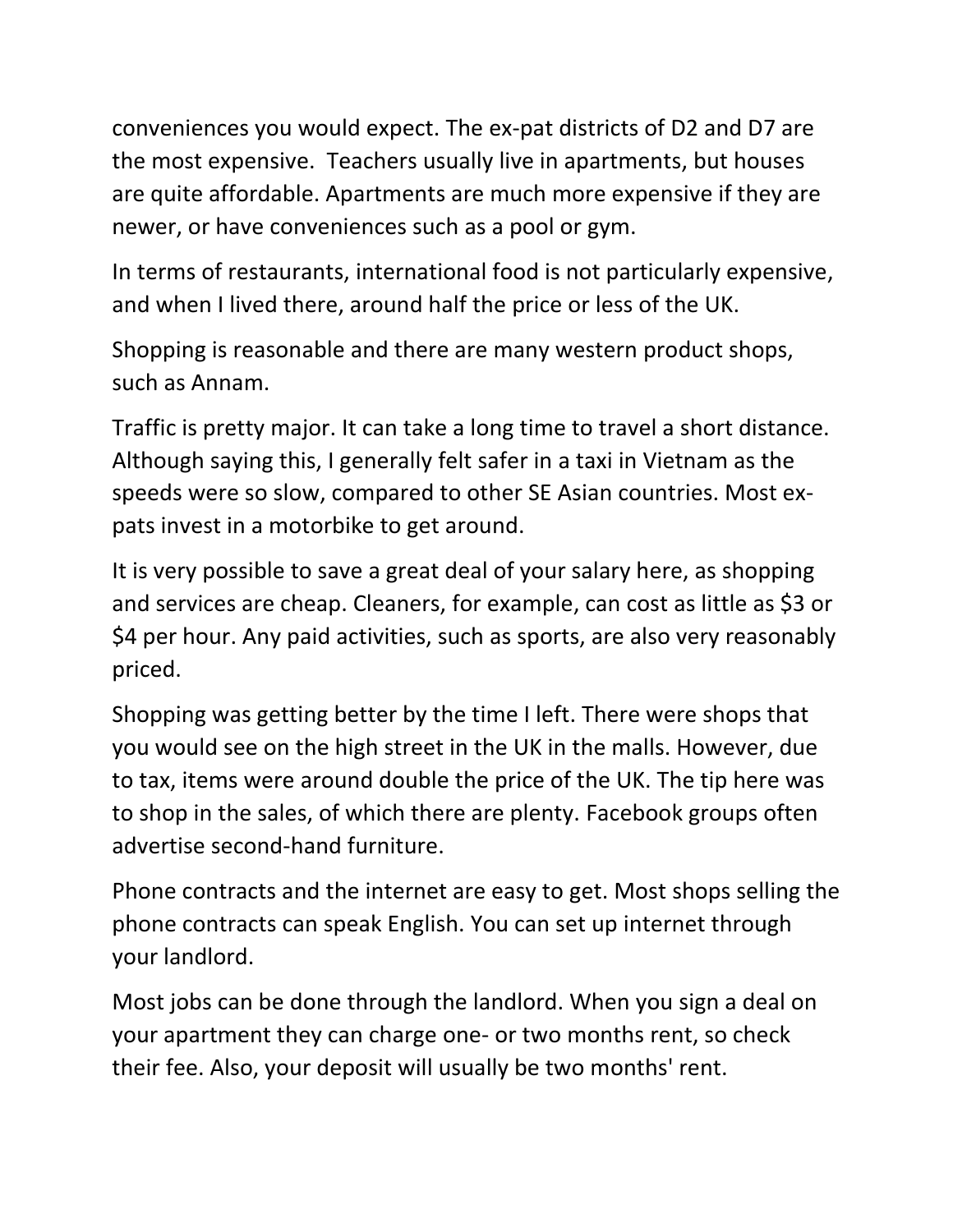conveniences you would expect. The ex-pat districts of D2 and D7 are the most expensive.  Teachers usually live in apartments, but houses are quite affordable. Apartments are much more expensive if they are newer, or have conveniences such as a pool or gym.

In terms of restaurants, international food is not particularly expensive, and when I lived there, around half the price or less of the UK.

Shopping is reasonable and there are many western product shops, such as Annam.

Traffic is pretty major. It can take a long time to travel a short distance. Although saying this, I generally felt safer in a taxi in Vietnam as the speeds were so slow, compared to other SE Asian countries. Most ex-pats invest in a motorbike to get around.

It is very possible to save a great deal of your salary here, as shopping and services are cheap. Cleaners, for example, can cost as little as $3 or $4 per hour. Any paid activities, such as sports, are also very reasonably priced.

Shopping was getting better by the time I left. There were shops that you would see on the high street in the UK in the malls. However, due to tax, items were around double the price of the UK. The tip here was to shop in the sales, of which there are plenty. Facebook groups often advertise second-hand furniture.

Phone contracts and the internet are easy to get. Most shops selling the phone contracts can speak English. You can set up internet through your landlord.

Most jobs can be done through the landlord. When you sign a deal on your apartment they can charge one- or two months rent, so check their fee. Also, your deposit will usually be two months' rent.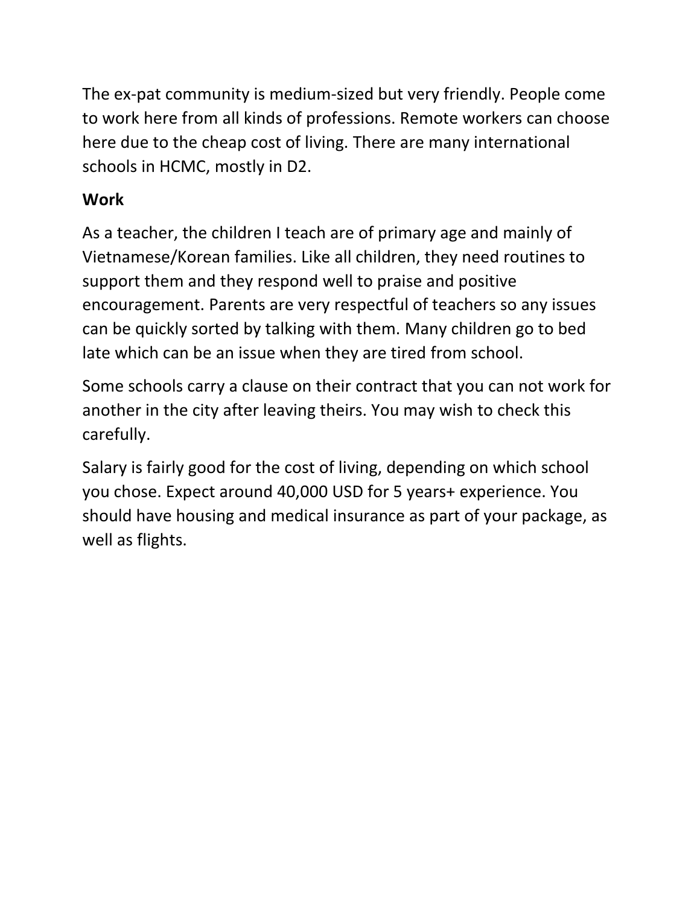The ex-pat community is medium-sized but very friendly. People come to work here from all kinds of professions. Remote workers can choose here due to the cheap cost of living. There are many international schools in HCMC, mostly in D2.

**Work**

As a teacher, the children I teach are of primary age and mainly of Vietnamese/Korean families. Like all children, they need routines to support them and they respond well to praise and positive encouragement. Parents are very respectful of teachers so any issues can be quickly sorted by talking with them. Many children go to bed late which can be an issue when they are tired from school.

Some schools carry a clause on their contract that you can not work for another in the city after leaving theirs. You may wish to check this carefully.

Salary is fairly good for the cost of living, depending on which school you chose. Expect around 40,000 USD for 5 years+ experience. You should have housing and medical insurance as part of your package, as well as flights.